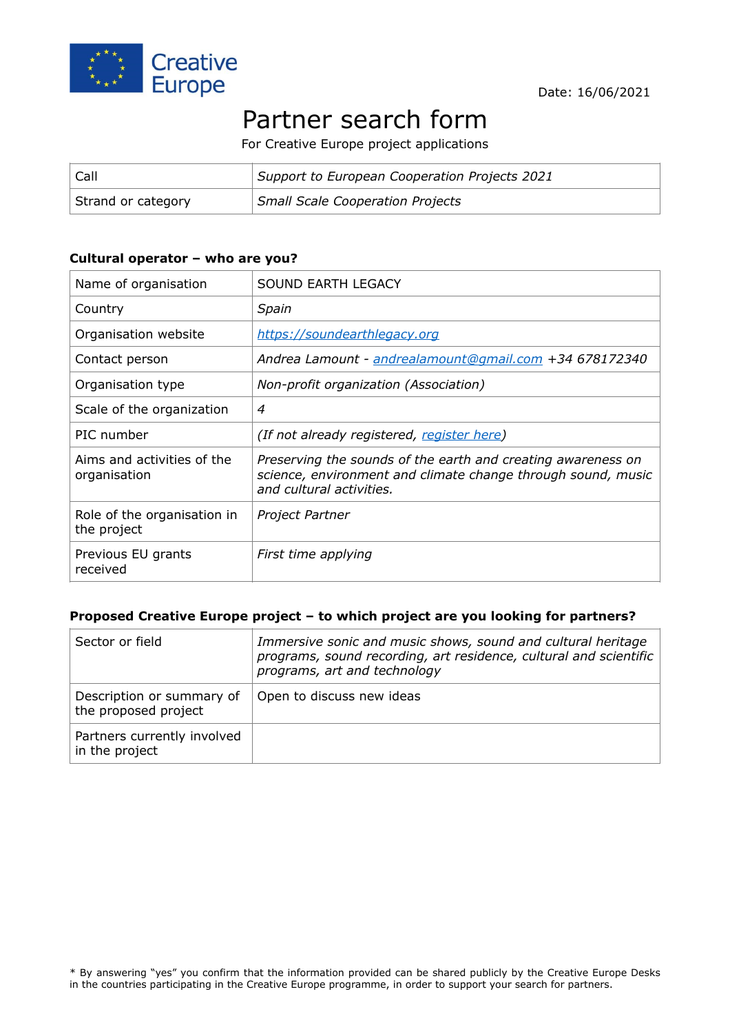Creative Europe

Date: 16/06/2021

# Partner search form

For Creative Europe project applications

| Call | *Support to European Cooperation Projects 2021* |
| --- | --- |
| Strand or category | *Small Scale Cooperation Projects* |

### Cultural operator – who are you?

| Name of organisation | SOUND EARTH LEGACY |
| --- | --- |
| Country | *Spain* |
| Organisation website | *https://soundearthlegacy.org* |
| Contact person | *Andrea Lamount - andrealamount@gmail.com +34 678172340* |
| Organisation type | *Non-profit organization (Association)* |
| Scale of the organization | *4* |
| PIC number | *(If not already registered, register here)* |
| Aims and activities of the organisation | *Preserving the sounds of the earth and creating awareness on science, environment and climate change through sound, music and cultural activities.* |
| Role of the organisation in the project | *Project Partner* |
| Previous EU grants received | *First time applying* |

### Proposed Creative Europe project – to which project are you looking for partners?

| Sector or field | *Immersive sonic and music shows, sound and cultural heritage programs, sound recording, art residence, cultural and scientific programs, art and technology* |
| --- | --- |
| Description or summary of the proposed project | Open to discuss new ideas |
| Partners currently involved in the project | |

* By answering "yes" you confirm that the information provided can be shared publicly by the Creative Europe Desks in the countries participating in the Creative Europe programme, in order to support your search for partners.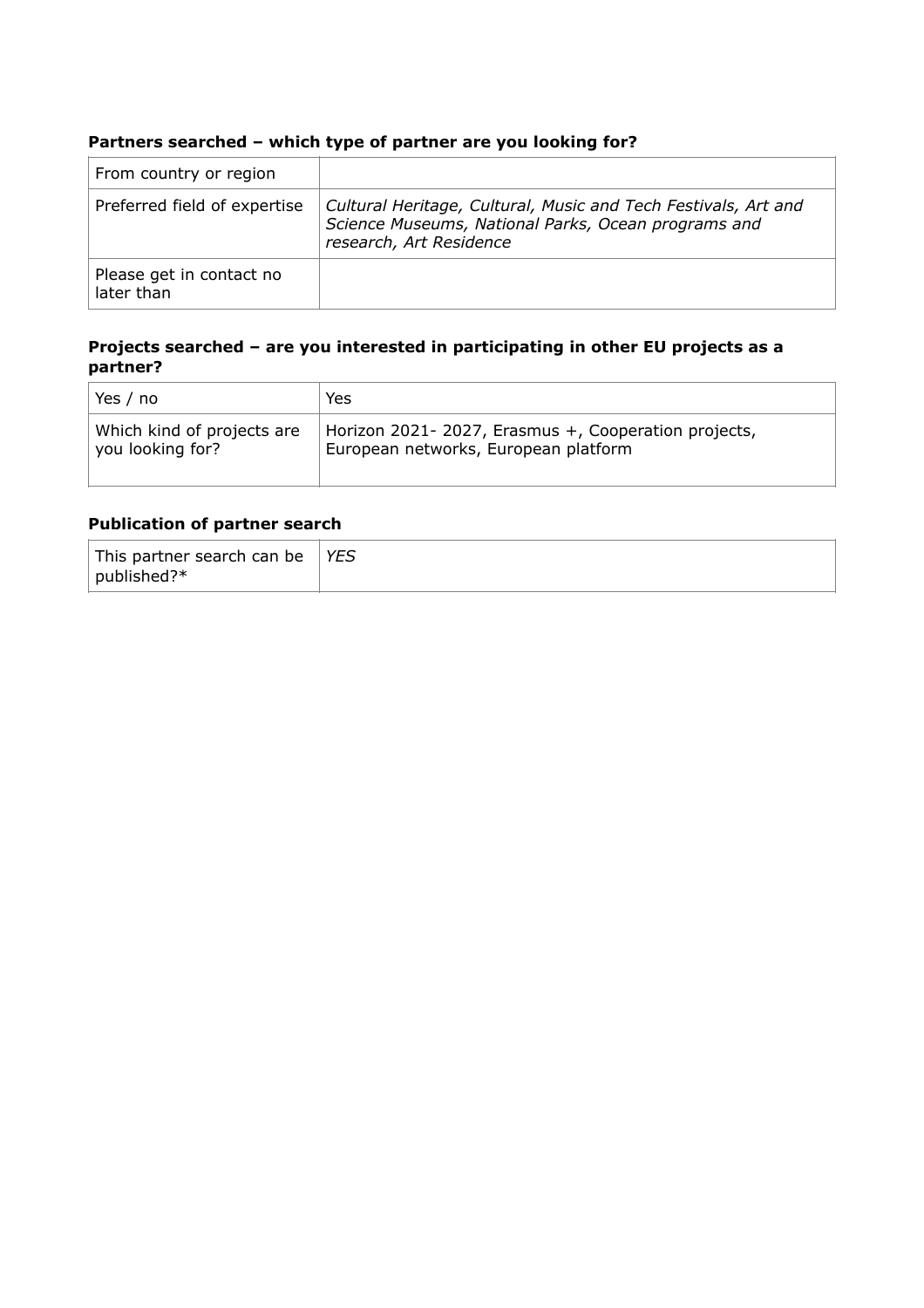**Partners searched – which type of partner are you looking for?**

| | |
|---|---|
| From country or region | |
| Preferred field of expertise | *Cultural Heritage, Cultural, Music and Tech Festivals, Art and Science Museums, National Parks, Ocean programs and research, Art Residence* |
| Please get in contact no later than | |

**Projects searched – are you interested in participating in other EU projects as a partner?**

| | |
|---|---|
| Yes / no | Yes |
| Which kind of projects are you looking for? | Horizon 2021- 2027, Erasmus +, Cooperation projects, European networks, European platform |

**Publication of partner search**

| | |
|---|---|
| This partner search can be published?* | *YES* |